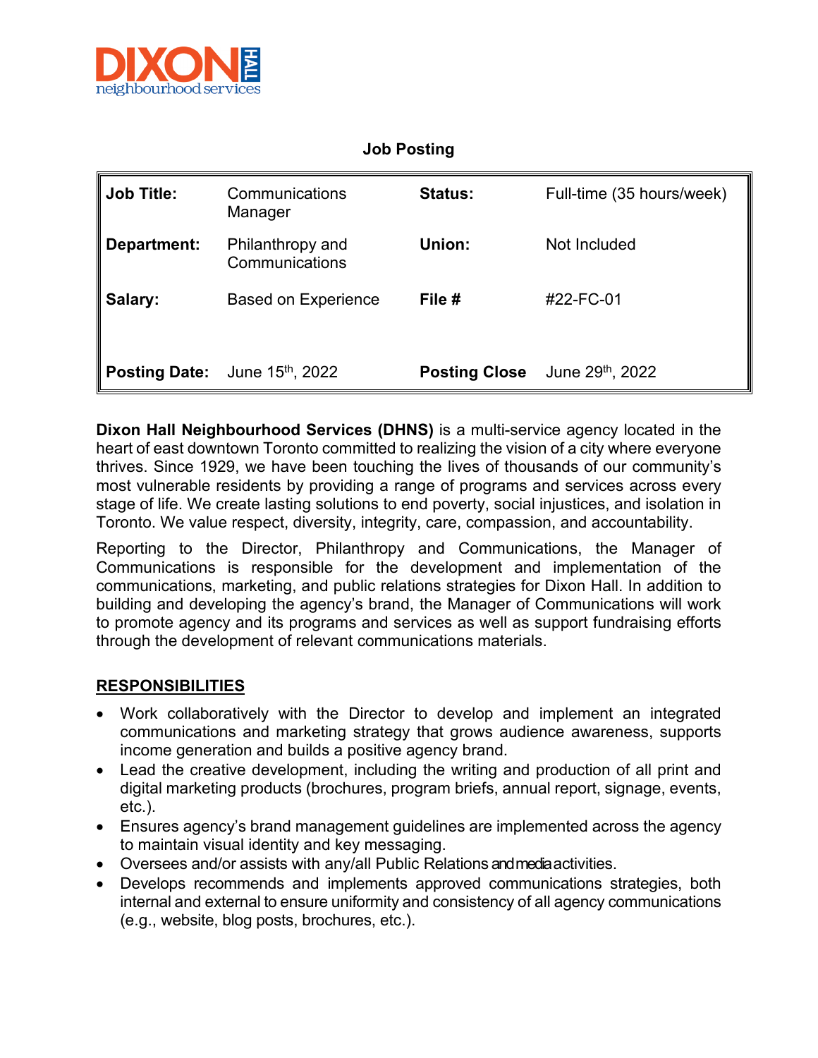## Job Posting

| Job Title: | Communications Manager | Status: | Full-time (35 hours/week) |
| --- | --- | --- | --- |
| Department: | Philanthropy and Communications | Union: | Not Included |
| Salary: | Based on Experience | File # | #22-FC-01 |
| Posting Date: | June 15th, 2022 | Posting Close | June 29th, 2022 |

**Dixon Hall Neighbourhood Services (DHNS)** is a multi-service agency located in the heart of east downtown Toronto committed to realizing the vision of a city where everyone thrives. Since 1929, we have been touching the lives of thousands of our community's most vulnerable residents by providing a range of programs and services across every stage of life. We create lasting solutions to end poverty, social injustices, and isolation in Toronto. We value respect, diversity, integrity, care, compassion, and accountability.

Reporting to the Director, Philanthropy and Communications, the Manager of Communications is responsible for the development and implementation of the communications, marketing, and public relations strategies for Dixon Hall. In addition to building and developing the agency's brand, the Manager of Communications will work to promote agency and its programs and services as well as support fundraising efforts through the development of relevant communications materials.

## RESPONSIBILITIES

- Work collaboratively with the Director to develop and implement an integrated communications and marketing strategy that grows audience awareness, supports income generation and builds a positive agency brand.
- Lead the creative development, including the writing and production of all print and digital marketing products (brochures, program briefs, annual report, signage, events, etc.).
- Ensures agency's brand management guidelines are implemented across the agency to maintain visual identity and key messaging.
- Oversees and/or assists with any/all Public Relations and media activities.
- Develops recommends and implements approved communications strategies, both internal and external to ensure uniformity and consistency of all agency communications (e.g., website, blog posts, brochures, etc.).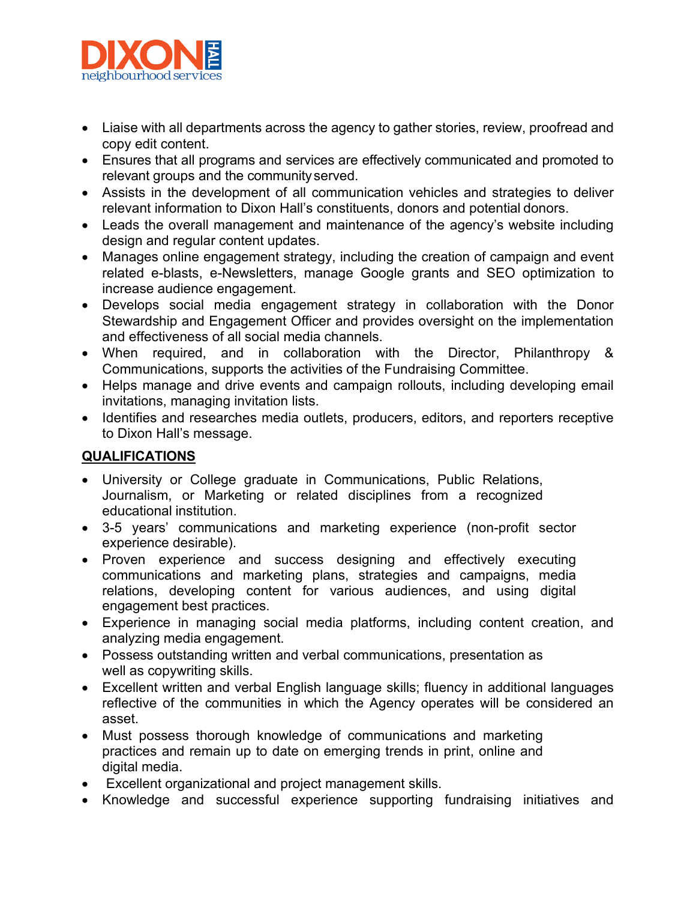- Liaise with all departments across the agency to gather stories, review, proofread and copy edit content.
- Ensures that all programs and services are effectively communicated and promoted to relevant groups and the community served.
- Assists in the development of all communication vehicles and strategies to deliver relevant information to Dixon Hall's constituents, donors and potential donors.
- Leads the overall management and maintenance of the agency's website including design and regular content updates.
- Manages online engagement strategy, including the creation of campaign and event related e-blasts, e-Newsletters, manage Google grants and SEO optimization to increase audience engagement.
- Develops social media engagement strategy in collaboration with the Donor Stewardship and Engagement Officer and provides oversight on the implementation and effectiveness of all social media channels.
- When required, and in collaboration with the Director, Philanthropy & Communications, supports the activities of the Fundraising Committee.
- Helps manage and drive events and campaign rollouts, including developing email invitations, managing invitation lists.
- Identifies and researches media outlets, producers, editors, and reporters receptive to Dixon Hall's message.

## QUALIFICATIONS

- University or College graduate in Communications, Public Relations, Journalism, or Marketing or related disciplines from a recognized educational institution.
- 3-5 years' communications and marketing experience (non-profit sector experience desirable).
- Proven experience and success designing and effectively executing communications and marketing plans, strategies and campaigns, media relations, developing content for various audiences, and using digital engagement best practices.
- Experience in managing social media platforms, including content creation, and analyzing media engagement.
- Possess outstanding written and verbal communications, presentation as well as copywriting skills.
- Excellent written and verbal English language skills; fluency in additional languages reflective of the communities in which the Agency operates will be considered an asset.
- Must possess thorough knowledge of communications and marketing practices and remain up to date on emerging trends in print, online and digital media.
- Excellent organizational and project management skills.
- Knowledge and successful experience supporting fundraising initiatives and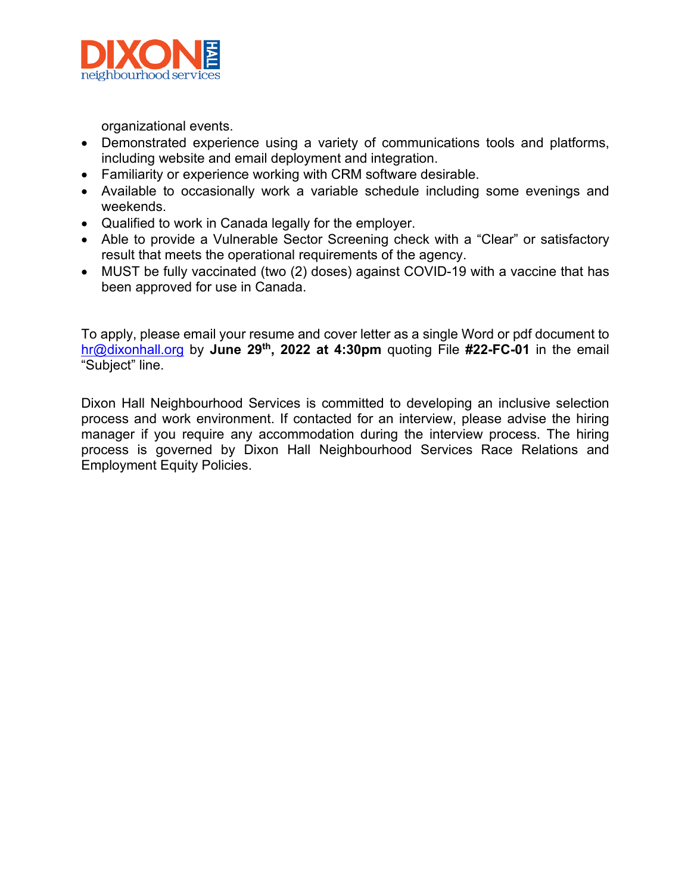organizational events.

- Demonstrated experience using a variety of communications tools and platforms, including website and email deployment and integration.
- Familiarity or experience working with CRM software desirable.
- Available to occasionally work a variable schedule including some evenings and weekends.
- Qualified to work in Canada legally for the employer.
- Able to provide a Vulnerable Sector Screening check with a "Clear" or satisfactory result that meets the operational requirements of the agency.
- MUST be fully vaccinated (two (2) doses) against COVID-19 with a vaccine that has been approved for use in Canada.

To apply, please email your resume and cover letter as a single Word or pdf document to hr@dixonhall.org by **June 29th, 2022 at 4:30pm** quoting File **#22-FC-01** in the email "Subject" line.

Dixon Hall Neighbourhood Services is committed to developing an inclusive selection process and work environment. If contacted for an interview, please advise the hiring manager if you require any accommodation during the interview process. The hiring process is governed by Dixon Hall Neighbourhood Services Race Relations and Employment Equity Policies.